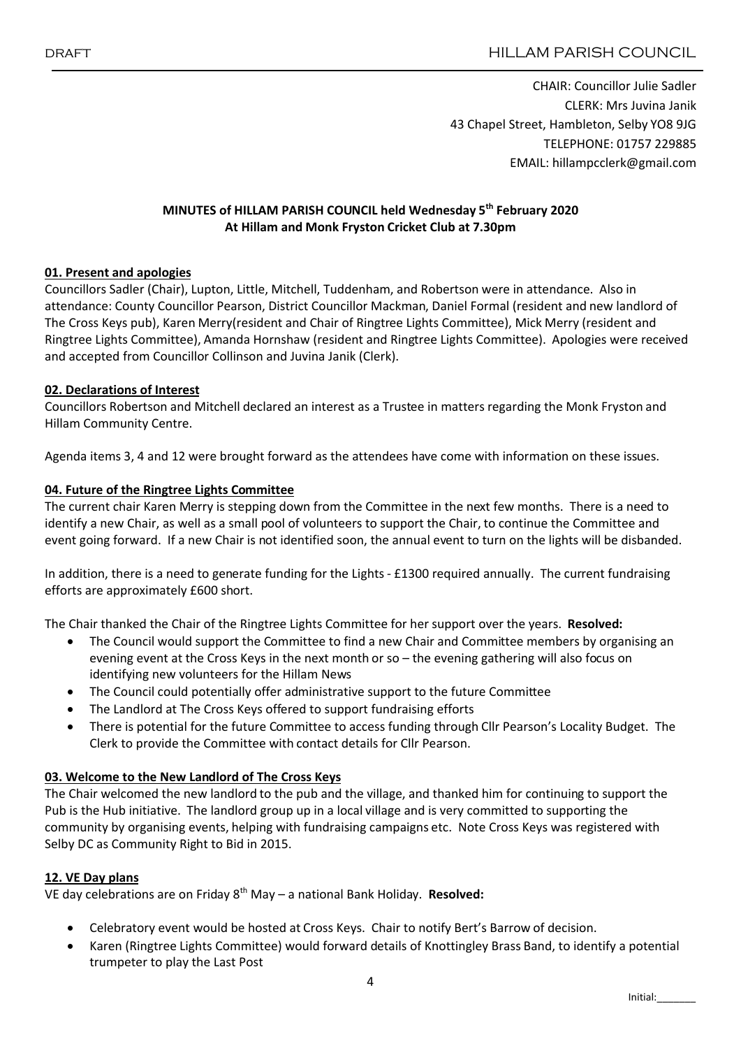DRAFT HILLAM PARISH COUNCIL

CHAIR: Councillor Julie Sadler
CLERK: Mrs Juvina Janik
43 Chapel Street, Hambleton, Selby YO8 9JG
TELEPHONE: 01757 229885
EMAIL: hillampcclerk@gmail.com

**MINUTES of HILLAM PARISH COUNCIL held Wednesday 5th February 2020**
**At Hillam and Monk Fryston Cricket Club at 7.30pm**

**01. Present and apologies**

Councillors Sadler (Chair), Lupton, Little, Mitchell, Tuddenham, and Robertson were in attendance. Also in attendance: County Councillor Pearson, District Councillor Mackman, Daniel Formal (resident and new landlord of The Cross Keys pub), Karen Merry(resident and Chair of Ringtree Lights Committee), Mick Merry (resident and Ringtree Lights Committee), Amanda Hornshaw (resident and Ringtree Lights Committee). Apologies were received and accepted from Councillor Collinson and Juvina Janik (Clerk).

**02. Declarations of Interest**

Councillors Robertson and Mitchell declared an interest as a Trustee in matters regarding the Monk Fryston and Hillam Community Centre.

Agenda items 3, 4 and 12 were brought forward as the attendees have come with information on these issues.

**04. Future of the Ringtree Lights Committee**

The current chair Karen Merry is stepping down from the Committee in the next few months. There is a need to identify a new Chair, as well as a small pool of volunteers to support the Chair, to continue the Committee and event going forward. If a new Chair is not identified soon, the annual event to turn on the lights will be disbanded.

In addition, there is a need to generate funding for the Lights - £1300 required annually. The current fundraising efforts are approximately £600 short.

The Chair thanked the Chair of the Ringtree Lights Committee for her support over the years. **Resolved:**

- The Council would support the Committee to find a new Chair and Committee members by organising an evening event at the Cross Keys in the next month or so – the evening gathering will also focus on identifying new volunteers for the Hillam News
- The Council could potentially offer administrative support to the future Committee
- The Landlord at The Cross Keys offered to support fundraising efforts
- There is potential for the future Committee to access funding through Cllr Pearson's Locality Budget. The Clerk to provide the Committee with contact details for Cllr Pearson.

**03. Welcome to the New Landlord of The Cross Keys**

The Chair welcomed the new landlord to the pub and the village, and thanked him for continuing to support the Pub is the Hub initiative. The landlord group up in a local village and is very committed to supporting the community by organising events, helping with fundraising campaigns etc. Note Cross Keys was registered with Selby DC as Community Right to Bid in 2015.

**12. VE Day plans**

VE day celebrations are on Friday 8th May – a national Bank Holiday. **Resolved:**

- Celebratory event would be hosted at Cross Keys. Chair to notify Bert's Barrow of decision.
- Karen (Ringtree Lights Committee) would forward details of Knottingley Brass Band, to identify a potential trumpeter to play the Last Post

Initial:_______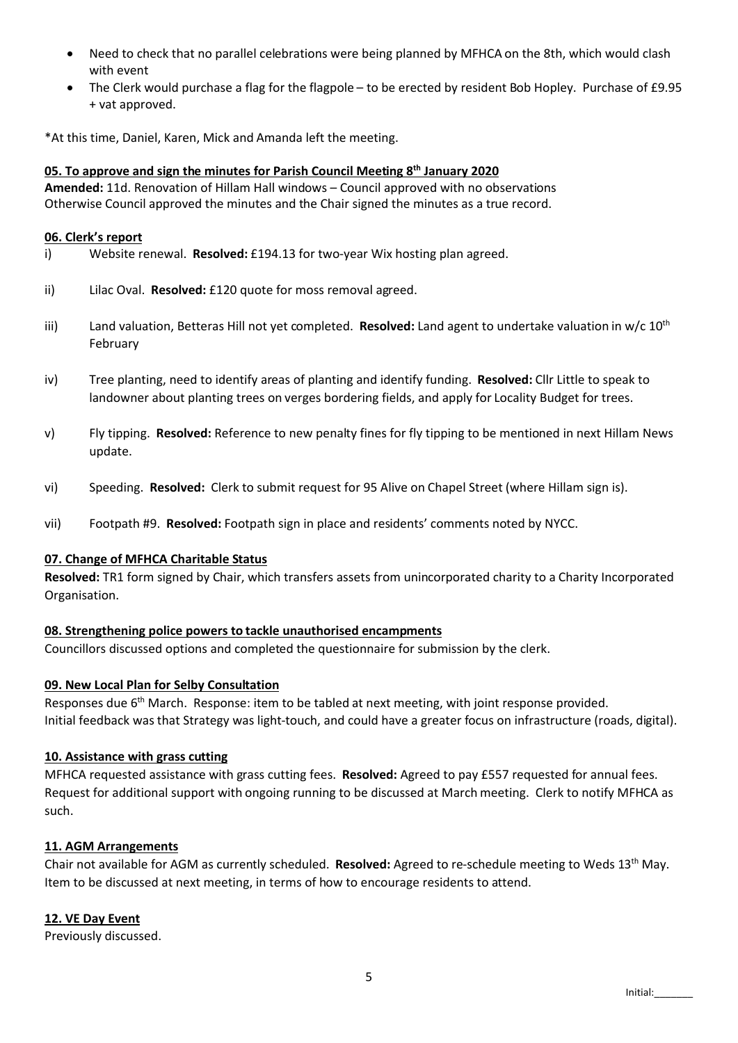- Need to check that no parallel celebrations were being planned by MFHCA on the 8th, which would clash with event
- The Clerk would purchase a flag for the flagpole – to be erected by resident Bob Hopley. Purchase of £9.95 + vat approved.

*At this time, Daniel, Karen, Mick and Amanda left the meeting.

**05. To approve and sign the minutes for Parish Council Meeting 8th January 2020**

**Amended:** 11d. Renovation of Hillam Hall windows – Council approved with no observations
Otherwise Council approved the minutes and the Chair signed the minutes as a true record.

**06. Clerk's report**

i) Website renewal. **Resolved:** £194.13 for two-year Wix hosting plan agreed.

ii) Lilac Oval. **Resolved:** £120 quote for moss removal agreed.

iii) Land valuation, Betteras Hill not yet completed. **Resolved:** Land agent to undertake valuation in w/c 10th February

iv) Tree planting, need to identify areas of planting and identify funding. **Resolved:** Cllr Little to speak to landowner about planting trees on verges bordering fields, and apply for Locality Budget for trees.

v) Fly tipping. **Resolved:** Reference to new penalty fines for fly tipping to be mentioned in next Hillam News update.

vi) Speeding. **Resolved:** Clerk to submit request for 95 Alive on Chapel Street (where Hillam sign is).

vii) Footpath #9. **Resolved:** Footpath sign in place and residents' comments noted by NYCC.

**07. Change of MFHCA Charitable Status**

**Resolved:** TR1 form signed by Chair, which transfers assets from unincorporated charity to a Charity Incorporated Organisation.

**08. Strengthening police powers to tackle unauthorised encampments**

Councillors discussed options and completed the questionnaire for submission by the clerk.

**09. New Local Plan for Selby Consultation**

Responses due 6th March. Response: item to be tabled at next meeting, with joint response provided.
Initial feedback was that Strategy was light-touch, and could have a greater focus on infrastructure (roads, digital).

**10. Assistance with grass cutting**

MFHCA requested assistance with grass cutting fees. **Resolved:** Agreed to pay £557 requested for annual fees. Request for additional support with ongoing running to be discussed at March meeting. Clerk to notify MFHCA as such.

**11. AGM Arrangements**

Chair not available for AGM as currently scheduled. **Resolved:** Agreed to re-schedule meeting to Weds 13th May. Item to be discussed at next meeting, in terms of how to encourage residents to attend.

**12. VE Day Event**

Previously discussed.

Initial:_______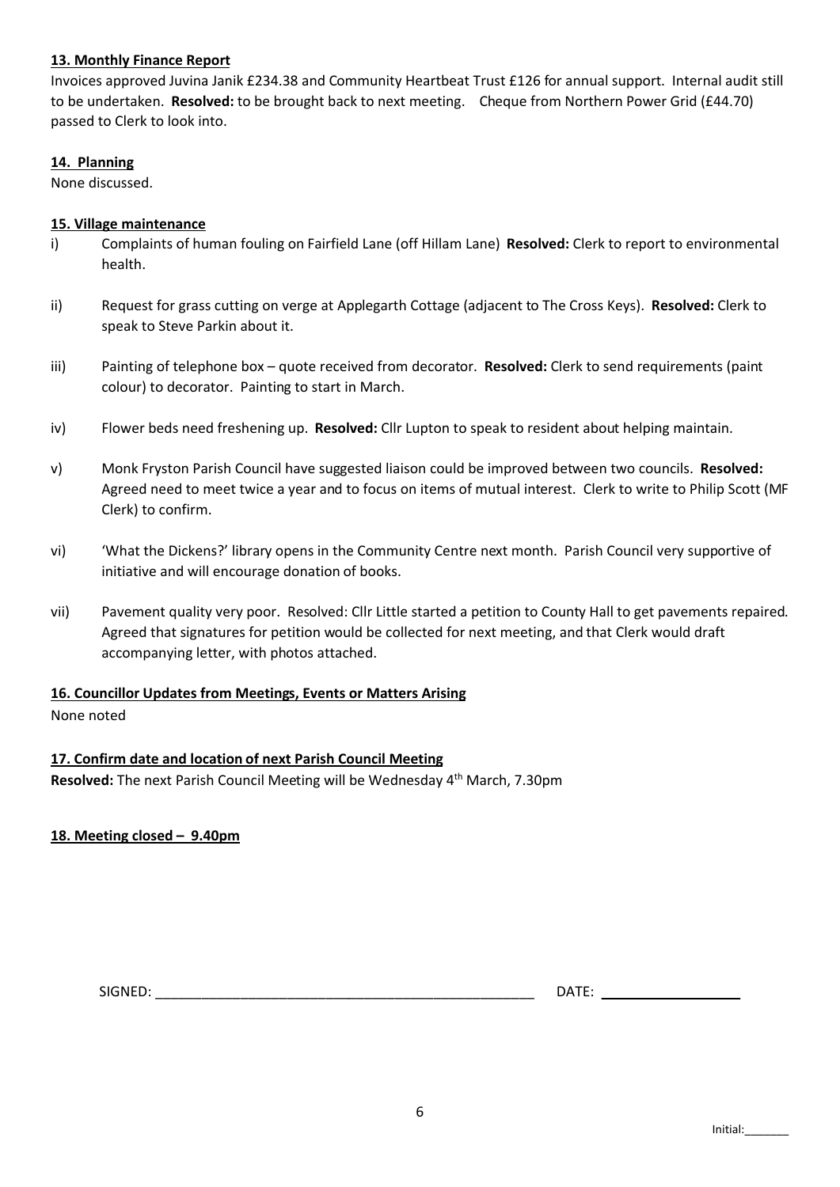**13. Monthly Finance Report**

Invoices approved Juvina Janik £234.38 and Community Heartbeat Trust £126 for annual support. Internal audit still to be undertaken. **Resolved:** to be brought back to next meeting. Cheque from Northern Power Grid (£44.70) passed to Clerk to look into.

**14. Planning**

None discussed.

**15. Village maintenance**

i) Complaints of human fouling on Fairfield Lane (off Hillam Lane) **Resolved:** Clerk to report to environmental health.

ii) Request for grass cutting on verge at Applegarth Cottage (adjacent to The Cross Keys). **Resolved:** Clerk to speak to Steve Parkin about it.

iii) Painting of telephone box – quote received from decorator. **Resolved:** Clerk to send requirements (paint colour) to decorator. Painting to start in March.

iv) Flower beds need freshening up. **Resolved:** Cllr Lupton to speak to resident about helping maintain.

v) Monk Fryston Parish Council have suggested liaison could be improved between two councils. **Resolved:** Agreed need to meet twice a year and to focus on items of mutual interest. Clerk to write to Philip Scott (MF Clerk) to confirm.

vi) 'What the Dickens?' library opens in the Community Centre next month. Parish Council very supportive of initiative and will encourage donation of books.

vii) Pavement quality very poor. Resolved: Cllr Little started a petition to County Hall to get pavements repaired. Agreed that signatures for petition would be collected for next meeting, and that Clerk would draft accompanying letter, with photos attached.

**16. Councillor Updates from Meetings, Events or Matters Arising**

None noted

**17. Confirm date and location of next Parish Council Meeting**

**Resolved:** The next Parish Council Meeting will be Wednesday 4th March, 7.30pm

**18. Meeting closed – 9.40pm**

SIGNED: ____________________________________________ DATE: ________________

Initial:______